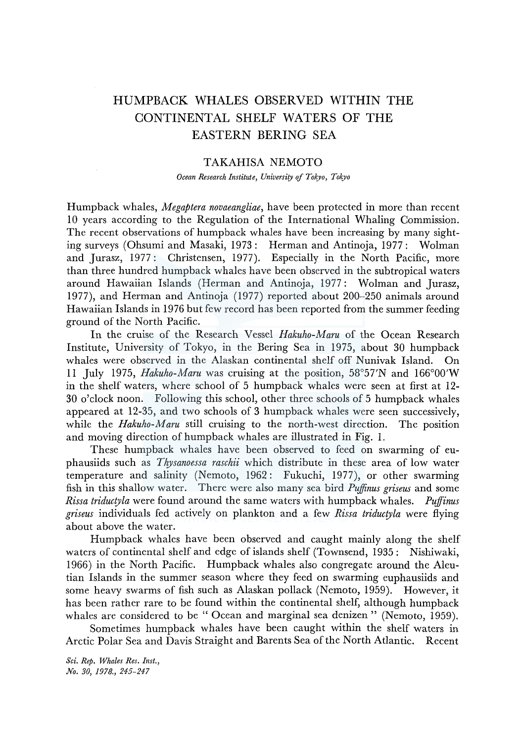# HUMPBACK WHALES OBSERVED WITHIN THE CONTINENTAL SHELF WATERS OF THE EASTERN BERING SEA

## TAKAHISA NEMOTO

*Ocean Research Institute, University of Tokyo, Tokyo*

Humpback whales, *Megaptera novaeangliae*, have been protected in more than recent 10 years according to the Regulation of the International Whaling Commission. The recent observations of humpback whales have been increasing by many sighting surveys (Ohsumi and Masaki, 1973: Herman and Antinoja, 1977: Wolman and Jurasz, 1977: Christensen, 1977). Especially in the North Pacific, more than three hundred humpback whales have been observed in the subtropical waters around Hawaiian Islands (Herman and Antinoja, 1977: Wolman and Jurasz, 1977), and Herman and Antinoja (1977) reported about 200–250 animals around Hawaiian Islands in 1976 but few record has been reported from the summer feeding ground of the North Pacific.

In the cruise of the Research Vessel *Hakuho-Maru* of the Ocean Research Institute, University of Tokyo, in the Bering Sea in 1975, about 30 humpback whales were observed in the Alaskan continental shelf off Nunivak Island. On 11 July 1975, *Hakuho-Maru* was cruising at the position, 58°57′N and 166°00′W in the shelf waters, where school of 5 humpback whales were seen at first at 12-30 o'clock noon. Following this school, other three schools of 5 humpback whales appeared at 12-35, and two schools of 3 humpback whales were seen successively, while the *Hakuho-Maru* still cruising to the north-west direction. The position and moving direction of humpback whales are illustrated in Fig. 1.

These humpback whales have been observed to feed on swarming of euphausiids such as *Thysanoessa raschii* which distribute in these area of low water temperature and salinity (Nemoto, 1962: Fukuchi, 1977), or other swarming fish in this shallow water. There were also many sea bird *Puffinus griseus* and some *Rissa triductyla* were found around the same waters with humpback whales. *Puffinus griseus* individuals fed actively on plankton and a few *Rissa triductyla* were flying about above the water.

Humpback whales have been observed and caught mainly along the shelf waters of continental shelf and edge of islands shelf (Townsend, 1935: Nishiwaki, 1966) in the North Pacific. Humpback whales also congregate around the Aleutian Islands in the summer season where they feed on swarming euphausiids and some heavy swarms of fish such as Alaskan pollack (Nemoto, 1959). However, it has been rather rare to be found within the continental shelf, although humpback whales are considered to be " Ocean and marginal sea denizen " (Nemoto, 1959).

Sometimes humpback whales have been caught within the shelf waters in Arctic Polar Sea and Davis Straight and Barents Sea of the North Atlantic. Recent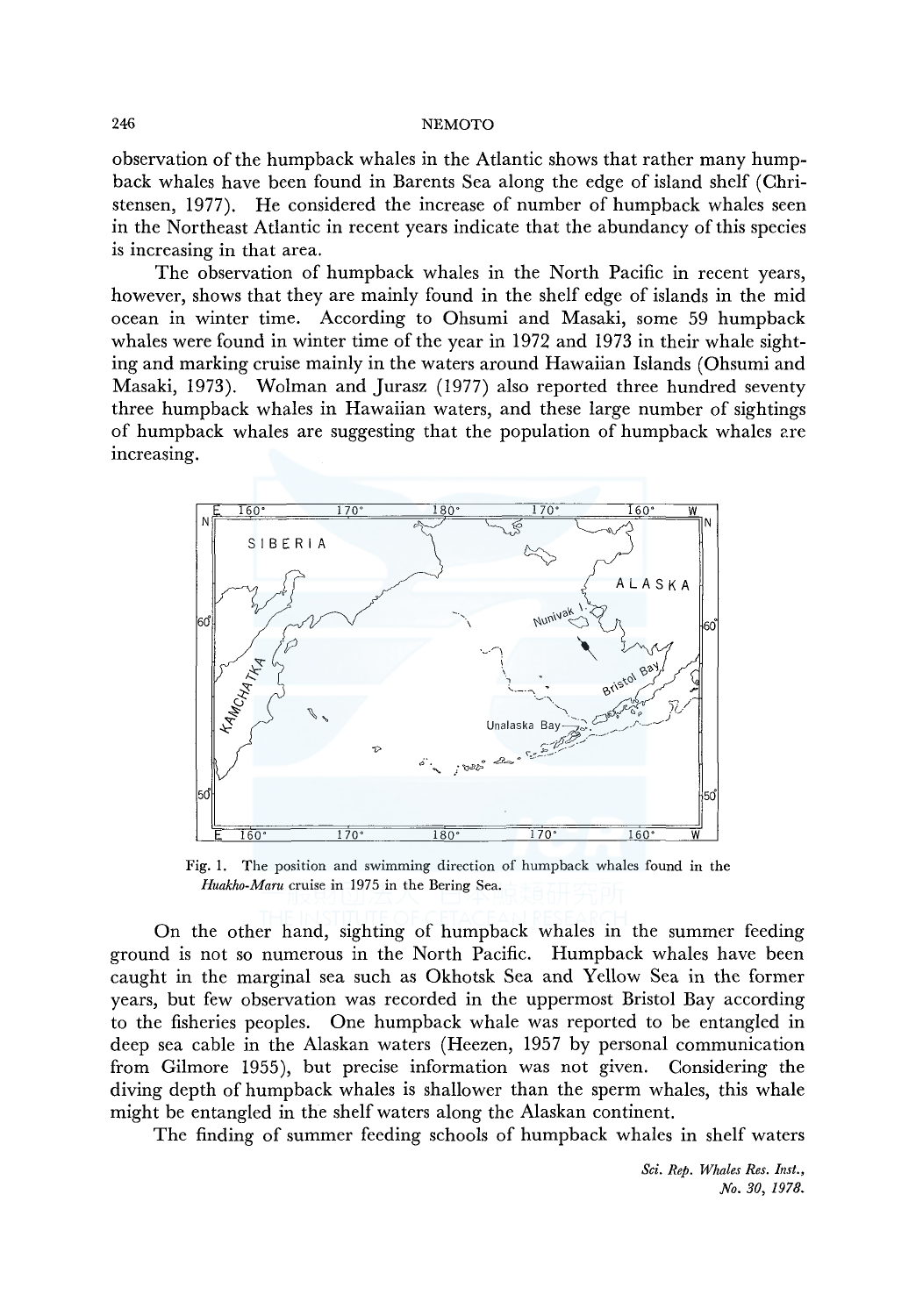observation of the humpback whales in the Atlantic shows that rather many humpback whales have been found in Barents Sea along the edge of island shelf (Christensen, 1977). He considered the increase of number of humpback whales seen in the Northeast Atlantic in recent years indicate that the abundancy of this species is increasing in that area.

The observation of humpback whales in the North Pacific in recent years, however, shows that they are mainly found in the shelf edge of islands in the mid ocean in winter time. According to Ohsumi and Masaki, some 59 humpback whales were found in winter time of the year in 1972 and 1973 in their whale sighting and marking cruise mainly in the waters around Hawaiian Islands (Ohsumi and Masaki, 1973). Wolman and Jurasz (1977) also reported three hundred seventy three humpback whales in Hawaiian waters, and these large number of sightings of humpback whales are suggesting that the population of humpback whales are increasing.

Fig. 1. The position and swimming direction of humpback whales found in the *Huakho-Maru* cruise in 1975 in the Bering Sea.

On the other hand, sighting of humpback whales in the summer feeding ground is not so numerous in the North Pacific. Humpback whales have been caught in the marginal sea such as Okhotsk Sea and Yellow Sea in the former years, but few observation was recorded in the uppermost Bristol Bay according to the fisheries peoples. One humpback whale was reported to be entangled in deep sea cable in the Alaskan waters (Heezen, 1957 by personal communication from Gilmore 1955), but precise information was not given. Considering the diving depth of humpback whales is shallower than the sperm whales, this whale might be entangled in the shelf waters along the Alaskan continent.

The finding of summer feeding schools of humpback whales in shelf waters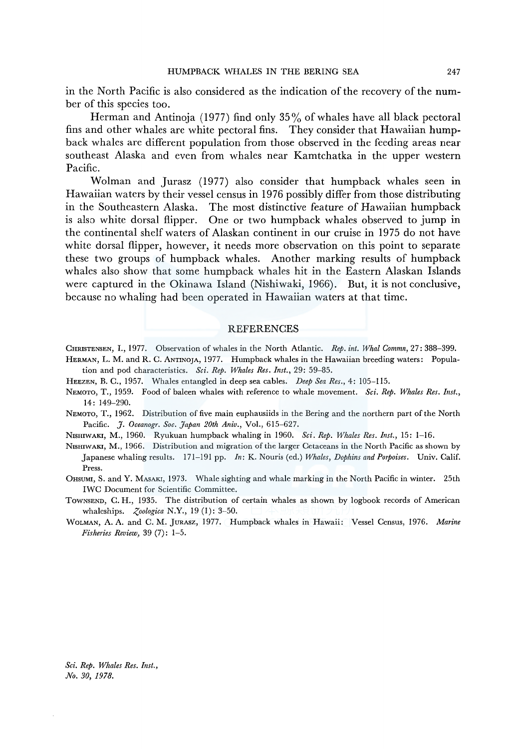in the North Pacific is also considered as the indication of the recovery of the number of this species too.

Herman and Antinoja (1977) find only 35% of whales have all black pectoral fins and other whales are white pectoral fins. They consider that Hawaiian humpback whales are different population from those observed in the feeding areas near southeast Alaska and even from whales near Kamtchatka in the upper western Pacific.

Wolman and Jurasz (1977) also consider that humpback whales seen in Hawaiian waters by their vessel census in 1976 possibly differ from those distributing in the Southeastern Alaska. The most distinctive feature of Hawaiian humpback is also white dorsal flipper. One or two humpback whales observed to jump in the continental shelf waters of Alaskan continent in our cruise in 1975 do not have white dorsal flipper, however, it needs more observation on this point to separate these two groups of humpback whales. Another marking results of humpback whales also show that some humpback whales hit in the Eastern Alaskan Islands were captured in the Okinawa Island (Nishiwaki, 1966). But, it is not conclusive, because no whaling had been operated in Hawaiian waters at that time.

## REFERENCES

CHRISTENSEN, I., 1977. Observation of whales in the North Atlantic. *Rep. int. Whal Commn*, 27: 388–399.

HERMAN, L. M. and R. C. ANTINOJA, 1977. Humpback whales in the Hawaiian breeding waters: Population and pod characteristics. *Sci. Rep. Whales Res. Inst.*, 29: 59–85.

HEEZEN, B. C., 1957. Whales entangled in deep sea cables. *Deep Sea Res.*, 4: 105–115.

NEMOTO, T., 1959. Food of baleen whales with reference to whale movement. *Sci. Rep. Whales Res. Inst.*, 14: 149–290.

NEMOTO, T., 1962. Distribution of five main euphausiids in the Bering and the northern part of the North Pacific. *J. Oceanogr. Soc. Japan 20th Aniv.*, Vol., 615–627.

NISHIWAKI, M., 1960. Ryukuan humpback whaling in 1960. *Sci. Rep. Whales Res. Inst.*, 15: 1–16.

NISHIWAKI, M., 1966. Distribution and migration of the larger Cetaceans in the North Pacific as shown by Japanese whaling results. 171–191 pp. *In*: K. Nouris (ed.) *Whales, Dophins and Porpoises*. Univ. Calif. Press.

OHSUMI, S. and Y. MASAKI, 1973. Whale sighting and whale marking in the North Pacific in winter. 25th IWC Document for Scientific Committee.

TOWNSEND, C. H., 1935. The distribution of certain whales as shown by logbook records of American whaleships. *Zoologica* N.Y., 19 (1): 3–50.

WOLMAN, A. A. and C. M. JURASZ, 1977. Humpback whales in Hawaii: Vessel Census, 1976. *Marine Fisheries Review*, 39 (7): 1–5.